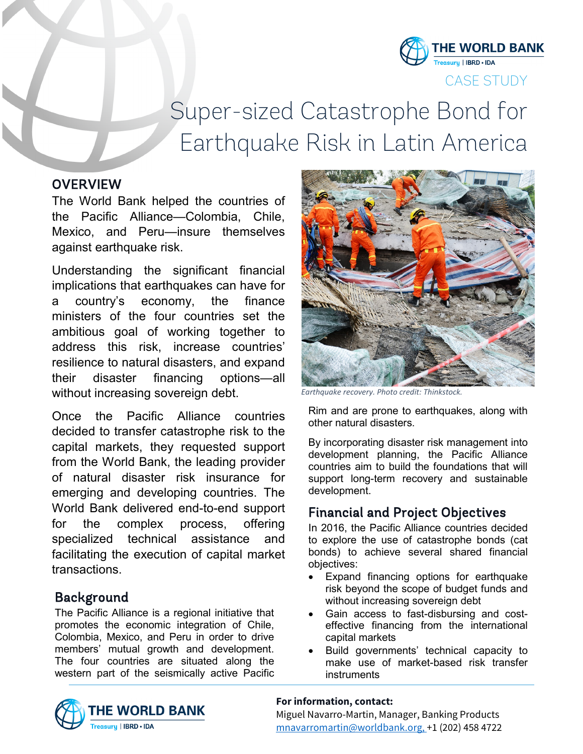CASE STUDY

# Super-sized Catastrophe Bond for Earthquake Risk in Latin America

## OVERVIEW

The World Bank helped the countries of the Pacific Alliance—Colombia, Chile, Mexico, and Peru—insure themselves against earthquake risk.

Understanding the significant financial implications that earthquakes can have for a country's economy, the finance ministers of the four countries set the ambitious goal of working together to address this risk, increase countries' resilience to natural disasters, and expand their disaster financing options—all without increasing sovereign debt.

Once the Pacific Alliance countries decided to transfer catastrophe risk to the capital markets, they requested support from the World Bank, the leading provider of natural disaster risk insurance for emerging and developing countries. The World Bank delivered end-to-end support for the complex process, offering specialized technical assistance and facilitating the execution of capital market transactions.

*Earthquake recovery. Photo credit: Thinkstock.*

## Background

The Pacific Alliance is a regional initiative that promotes the economic integration of Chile, Colombia, Mexico, and Peru in order to drive members' mutual growth and development. The four countries are situated along the western part of the seismically active Pacific Rim and are prone to earthquakes, along with other natural disasters.

By incorporating disaster risk management into development planning, the Pacific Alliance countries aim to build the foundations that will support long-term recovery and sustainable development.

## Financial and Project Objectives

In 2016, the Pacific Alliance countries decided to explore the use of catastrophe bonds (cat bonds) to achieve several shared financial objectives:

- Expand financing options for earthquake risk beyond the scope of budget funds and without increasing sovereign debt
- Gain access to fast-disbursing and cost-effective financing from the international capital markets
- Build governments' technical capacity to make use of market-based risk transfer instruments

**For information, contact:**
Miguel Navarro-Martin, Manager, Banking Products
mnavarromartin@worldbank.org, +1 (202) 458 4722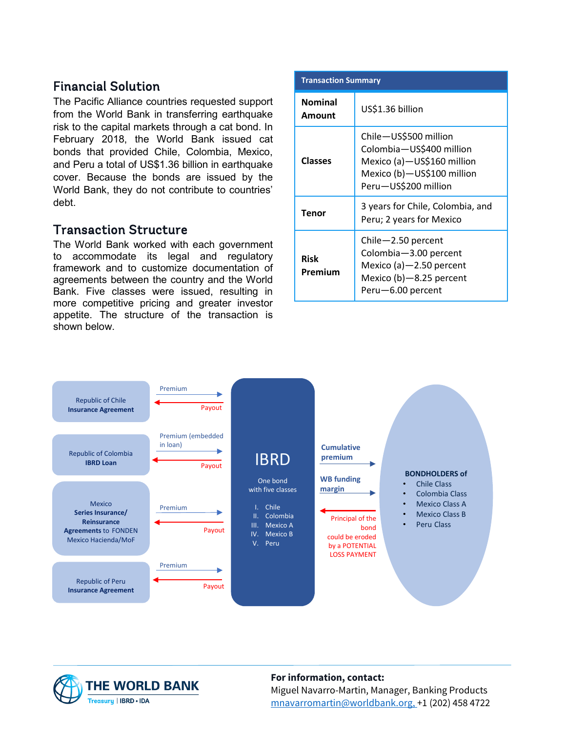## Financial Solution

The Pacific Alliance countries requested support from the World Bank in transferring earthquake risk to the capital markets through a cat bond. In February 2018, the World Bank issued cat bonds that provided Chile, Colombia, Mexico, and Peru a total of US$1.36 billion in earthquake cover. Because the bonds are issued by the World Bank, they do not contribute to countries' debt.

## Transaction Structure

The World Bank worked with each government to accommodate its legal and regulatory framework and to customize documentation of agreements between the country and the World Bank. Five classes were issued, resulting in more competitive pricing and greater investor appetite. The structure of the transaction is shown below.

| Transaction Summary | |
|---|---|
| **Nominal Amount** | US$1.36 billion |
| **Classes** | Chile—US$500 million<br>Colombia—US$400 million<br>Mexico (a)—US$160 million<br>Mexico (b)—US$100 million<br>Peru—US$200 million |
| **Tenor** | 3 years for Chile, Colombia, and Peru; 2 years for Mexico |
| **Risk Premium** | Chile—2.50 percent<br>Colombia—3.00 percent<br>Mexico (a)—2.50 percent<br>Mexico (b)—8.25 percent<br>Peru—6.00 percent |

Republic of Chile **Insurance Agreement** — Premium → / ← Payout

Republic of Colombia **IBRD Loan** — Premium (embedded in loan) → / ← Payout

Mexico **Series Insurance/ Reinsurance Agreements** to FONDEN Mexico Hacienda/MoF — Premium → / ← Payout

Republic of Peru **Insurance Agreement** — Premium → / ← Payout

**IBRD**

One bond with five classes

I. Chile
II. Colombia
III. Mexico A
IV. Mexico B
V. Peru

**Cumulative premium** →

**WB funding margin** →

← Principal of the bond could be eroded by a POTENTIAL LOSS PAYMENT

**BONDHOLDERS of**

- Chile Class
- Colombia Class
- Mexico Class A
- Mexico Class B
- Peru Class

THE WORLD BANK
Treasury | IBRD • IDA

**For information, contact:**
Miguel Navarro-Martin, Manager, Banking Products
mnavarromartin@worldbank.org, +1 (202) 458 4722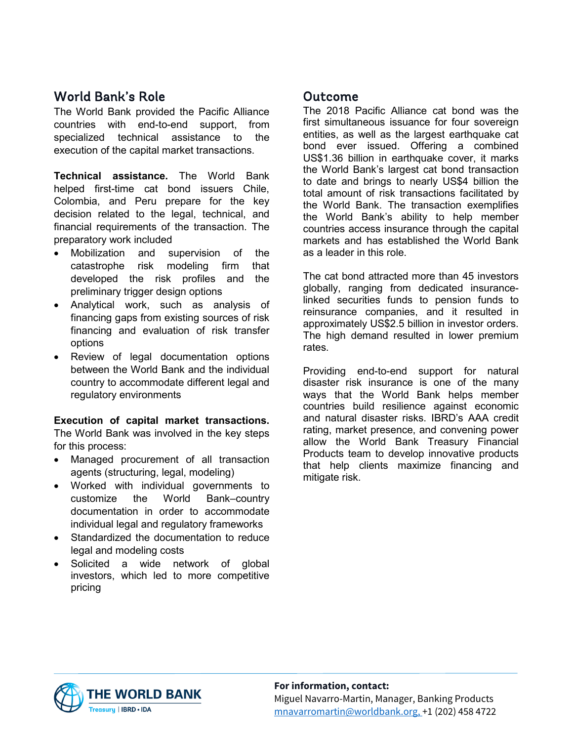## World Bank's Role

The World Bank provided the Pacific Alliance countries with end-to-end support, from specialized technical assistance to the execution of the capital market transactions.

**Technical assistance.** The World Bank helped first-time cat bond issuers Chile, Colombia, and Peru prepare for the key decision related to the legal, technical, and financial requirements of the transaction. The preparatory work included

- Mobilization and supervision of the catastrophe risk modeling firm that developed the risk profiles and the preliminary trigger design options
- Analytical work, such as analysis of financing gaps from existing sources of risk financing and evaluation of risk transfer options
- Review of legal documentation options between the World Bank and the individual country to accommodate different legal and regulatory environments

**Execution of capital market transactions.** The World Bank was involved in the key steps for this process:

- Managed procurement of all transaction agents (structuring, legal, modeling)
- Worked with individual governments to customize the World Bank–country documentation in order to accommodate individual legal and regulatory frameworks
- Standardized the documentation to reduce legal and modeling costs
- Solicited a wide network of global investors, which led to more competitive pricing

## Outcome

The 2018 Pacific Alliance cat bond was the first simultaneous issuance for four sovereign entities, as well as the largest earthquake cat bond ever issued. Offering a combined US$1.36 billion in earthquake cover, it marks the World Bank's largest cat bond transaction to date and brings to nearly US$4 billion the total amount of risk transactions facilitated by the World Bank. The transaction exemplifies the World Bank's ability to help member countries access insurance through the capital markets and has established the World Bank as a leader in this role.

The cat bond attracted more than 45 investors globally, ranging from dedicated insurance-linked securities funds to pension funds to reinsurance companies, and it resulted in approximately US$2.5 billion in investor orders. The high demand resulted in lower premium rates.

Providing end-to-end support for natural disaster risk insurance is one of the many ways that the World Bank helps member countries build resilience against economic and natural disaster risks. IBRD's AAA credit rating, market presence, and convening power allow the World Bank Treasury Financial Products team to develop innovative products that help clients maximize financing and mitigate risk.

THE WORLD BANK
Treasury | IBRD • IDA

**For information, contact:**
Miguel Navarro-Martin, Manager, Banking Products
mnavarromartin@worldbank.org, +1 (202) 458 4722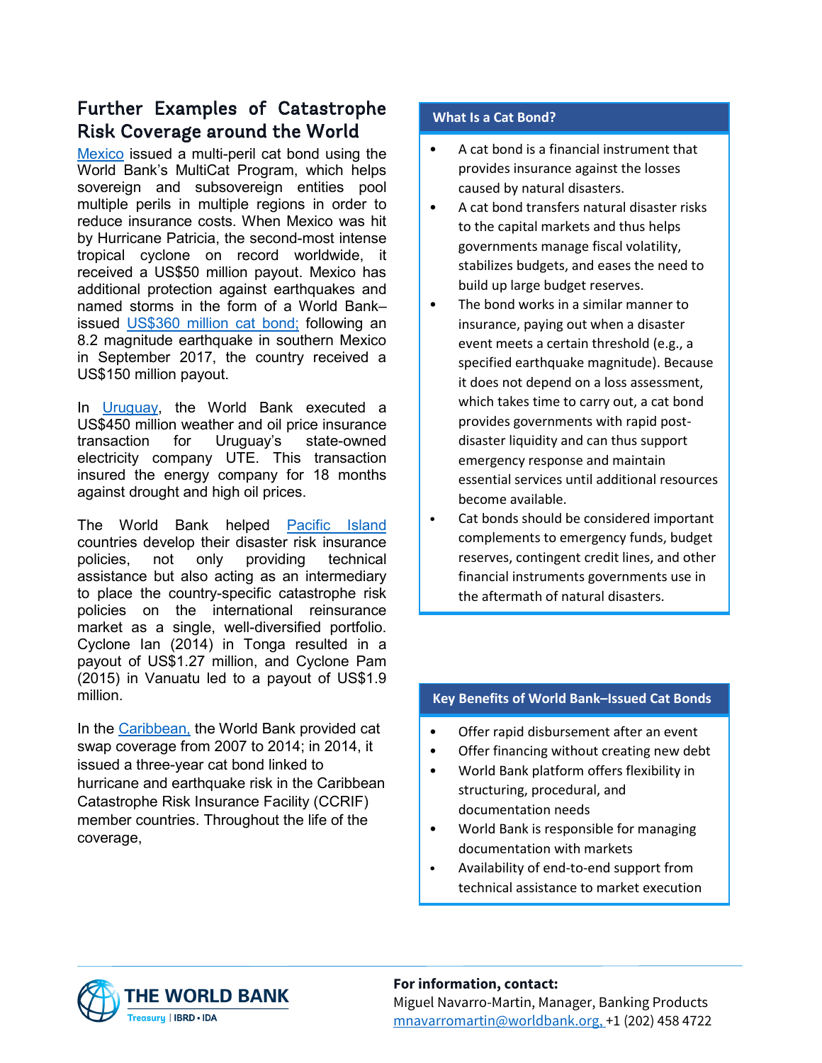## Further Examples of Catastrophe Risk Coverage around the World

Mexico issued a multi-peril cat bond using the World Bank's MultiCat Program, which helps sovereign and subsovereign entities pool multiple perils in multiple regions in order to reduce insurance costs. When Mexico was hit by Hurricane Patricia, the second-most intense tropical cyclone on record worldwide, it received a US$50 million payout. Mexico has additional protection against earthquakes and named storms in the form of a World Bank–issued US$360 million cat bond; following an 8.2 magnitude earthquake in southern Mexico in September 2017, the country received a US$150 million payout.

In Uruguay, the World Bank executed a US$450 million weather and oil price insurance transaction for Uruguay's state-owned electricity company UTE. This transaction insured the energy company for 18 months against drought and high oil prices.

The World Bank helped Pacific Island countries develop their disaster risk insurance policies, not only providing technical assistance but also acting as an intermediary to place the country-specific catastrophe risk policies on the international reinsurance market as a single, well-diversified portfolio. Cyclone Ian (2014) in Tonga resulted in a payout of US$1.27 million, and Cyclone Pam (2015) in Vanuatu led to a payout of US$1.9 million.

In the Caribbean, the World Bank provided cat swap coverage from 2007 to 2014; in 2014, it issued a three-year cat bond linked to hurricane and earthquake risk in the Caribbean Catastrophe Risk Insurance Facility (CCRIF) member countries. Throughout the life of the coverage,

### What Is a Cat Bond?

- A cat bond is a financial instrument that provides insurance against the losses caused by natural disasters.
- A cat bond transfers natural disaster risks to the capital markets and thus helps governments manage fiscal volatility, stabilizes budgets, and eases the need to build up large budget reserves.
- The bond works in a similar manner to insurance, paying out when a disaster event meets a certain threshold (e.g., a specified earthquake magnitude). Because it does not depend on a loss assessment, which takes time to carry out, a cat bond provides governments with rapid post-disaster liquidity and can thus support emergency response and maintain essential services until additional resources become available.
- Cat bonds should be considered important complements to emergency funds, budget reserves, contingent credit lines, and other financial instruments governments use in the aftermath of natural disasters.

### Key Benefits of World Bank–Issued Cat Bonds

- Offer rapid disbursement after an event
- Offer financing without creating new debt
- World Bank platform offers flexibility in structuring, procedural, and documentation needs
- World Bank is responsible for managing documentation with markets
- Availability of end-to-end support from technical assistance to market execution

THE WORLD BANK
Treasury | IBRD • IDA

**For information, contact:**
Miguel Navarro-Martin, Manager, Banking Products
mnavarromartin@worldbank.org, +1 (202) 458 4722